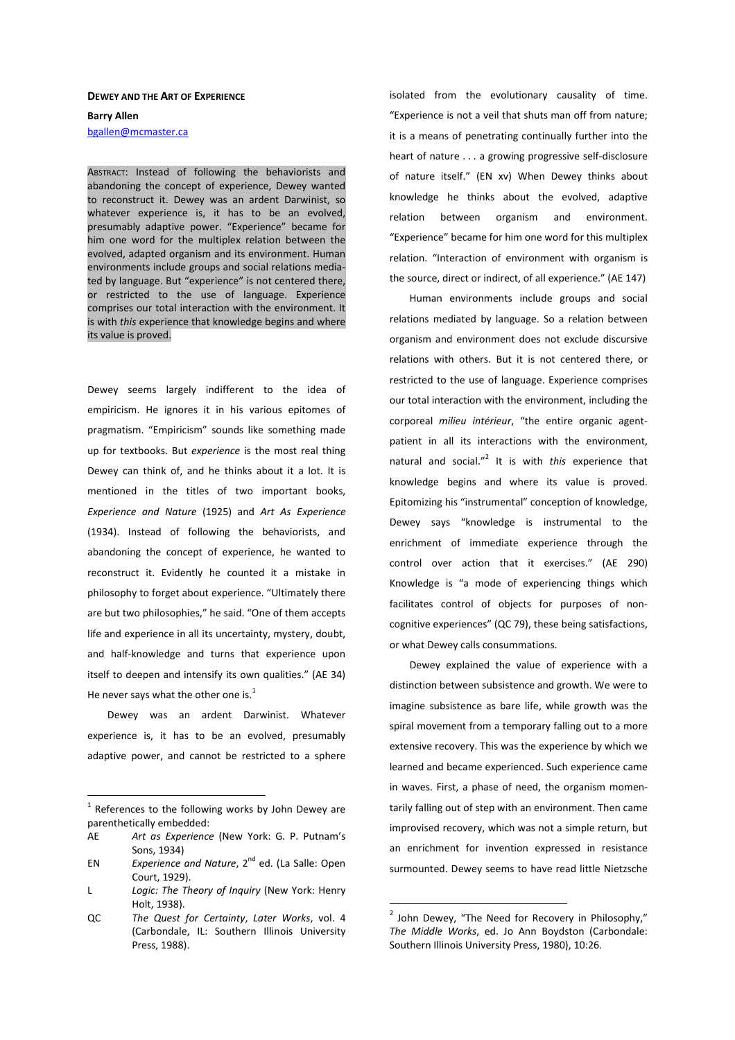# DEWEY AND THE ART OF EXPERIENCE

**Barry Allen**

bgallen@mcmaster.ca

ABSTRACT: Instead of following the behaviorists and abandoning the concept of experience, Dewey wanted to reconstruct it. Dewey was an ardent Darwinist, so whatever experience is, it has to be an evolved, presumably adaptive power. "Experience" became for him one word for the multiplex relation between the evolved, adapted organism and its environment. Human environments include groups and social relations mediated by language. But "experience" is not centered there, or restricted to the use of language. Experience comprises our total interaction with the environment. It is with *this* experience that knowledge begins and where its value is proved.

Dewey seems largely indifferent to the idea of empiricism. He ignores it in his various epitomes of pragmatism. "Empiricism" sounds like something made up for textbooks. But *experience* is the most real thing Dewey can think of, and he thinks about it a lot. It is mentioned in the titles of two important books, *Experience and Nature* (1925) and *Art As Experience* (1934). Instead of following the behaviorists, and abandoning the concept of experience, he wanted to reconstruct it. Evidently he counted it a mistake in philosophy to forget about experience. "Ultimately there are but two philosophies," he said. "One of them accepts life and experience in all its uncertainty, mystery, doubt, and half-knowledge and turns that experience upon itself to deepen and intensify its own qualities." (AE 34) He never says what the other one is.[1]

Dewey was an ardent Darwinist. Whatever experience is, it has to be an evolved, presumably adaptive power, and cannot be restricted to a sphere isolated from the evolutionary causality of time. "Experience is not a veil that shuts man off from nature; it is a means of penetrating continually further into the heart of nature . . . a growing progressive self-disclosure of nature itself." (EN xv) When Dewey thinks about knowledge he thinks about the evolved, adaptive relation between organism and environment. "Experience" became for him one word for this multiplex relation. "Interaction of environment with organism is the source, direct or indirect, of all experience." (AE 147)

Human environments include groups and social relations mediated by language. So a relation between organism and environment does not exclude discursive relations with others. But it is not centered there, or restricted to the use of language. Experience comprises our total interaction with the environment, including the corporeal *milieu intérieur*, "the entire organic agent-patient in all its interactions with the environment, natural and social."[2] It is with *this* experience that knowledge begins and where its value is proved. Epitomizing his "instrumental" conception of knowledge, Dewey says "knowledge is instrumental to the enrichment of immediate experience through the control over action that it exercises." (AE 290) Knowledge is "a mode of experiencing things which facilitates control of objects for purposes of non-cognitive experiences" (QC 79), these being satisfactions, or what Dewey calls consummations.

Dewey explained the value of experience with a distinction between subsistence and growth. We were to imagine subsistence as bare life, while growth was the spiral movement from a temporary falling out to a more extensive recovery. This was the experience by which we learned and became experienced. Such experience came in waves. First, a phase of need, the organism momentarily falling out of step with an environment. Then came improvised recovery, which was not a simple return, but an enrichment for invention expressed in resistance surmounted. Dewey seems to have read little Nietzsche

---

[1] References to the following works by John Dewey are parenthetically embedded:

- AE — *Art as Experience* (New York: G. P. Putnam's Sons, 1934)
- EN — *Experience and Nature*, 2nd ed. (La Salle: Open Court, 1929).
- L — *Logic: The Theory of Inquiry* (New York: Henry Holt, 1938).
- QC — *The Quest for Certainty*, *Later Works*, vol. 4 (Carbondale, IL: Southern Illinois University Press, 1988).

[2] John Dewey, "The Need for Recovery in Philosophy," *The Middle Works*, ed. Jo Ann Boydston (Carbondale: Southern Illinois University Press, 1980), 10:26.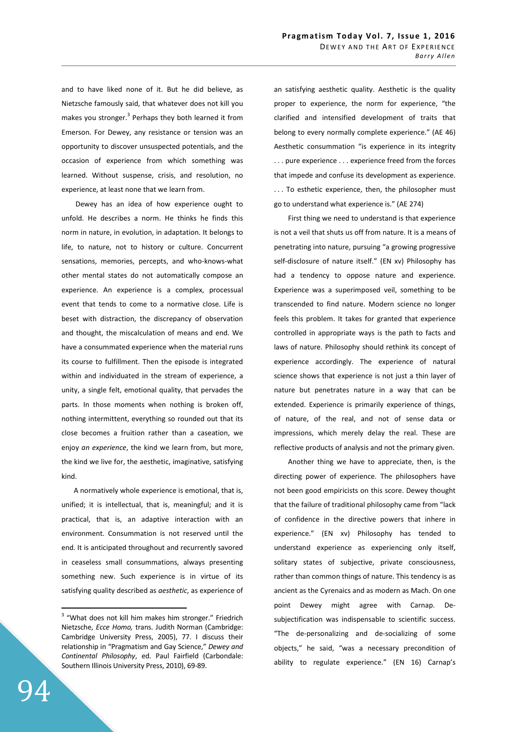and to have liked none of it. But he did believe, as Nietzsche famously said, that whatever does not kill you makes you stronger.[3] Perhaps they both learned it from Emerson. For Dewey, any resistance or tension was an opportunity to discover unsuspected potentials, and the occasion of experience from which something was learned. Without suspense, crisis, and resolution, no experience, at least none that we learn from.

Dewey has an idea of how experience ought to unfold. He describes a norm. He thinks he finds this norm in nature, in evolution, in adaptation. It belongs to life, to nature, not to history or culture. Concurrent sensations, memories, percepts, and who-knows-what other mental states do not automatically compose an experience. An experience is a complex, processual event that tends to come to a normative close. Life is beset with distraction, the discrepancy of observation and thought, the miscalculation of means and end. We have a consummated experience when the material runs its course to fulfillment. Then the episode is integrated within and individuated in the stream of experience, a unity, a single felt, emotional quality, that pervades the parts. In those moments when nothing is broken off, nothing intermittent, everything so rounded out that its close becomes a fruition rather than a caseation, we enjoy *an experience*, the kind we learn from, but more, the kind we live for, the aesthetic, imaginative, satisfying kind.

A normatively whole experience is emotional, that is, unified; it is intellectual, that is, meaningful; and it is practical, that is, an adaptive interaction with an environment. Consummation is not reserved until the end. It is anticipated throughout and recurrently savored in ceaseless small consummations, always presenting something new. Such experience is in virtue of its satisfying quality described as *aesthetic*, as experience of an satisfying aesthetic quality. Aesthetic is the quality proper to experience, the norm for experience, "the clarified and intensified development of traits that belong to every normally complete experience." (AE 46) Aesthetic consummation "is experience in its integrity . . . pure experience . . . experience freed from the forces that impede and confuse its development as experience. . . . To esthetic experience, then, the philosopher must go to understand what experience is." (AE 274)

First thing we need to understand is that experience is not a veil that shuts us off from nature. It is a means of penetrating into nature, pursuing "a growing progressive self-disclosure of nature itself." (EN xv) Philosophy has had a tendency to oppose nature and experience. Experience was a superimposed veil, something to be transcended to find nature. Modern science no longer feels this problem. It takes for granted that experience controlled in appropriate ways is the path to facts and laws of nature. Philosophy should rethink its concept of experience accordingly. The experience of natural science shows that experience is not just a thin layer of nature but penetrates nature in a way that can be extended. Experience is primarily experience of things, of nature, of the real, and not of sense data or impressions, which merely delay the real. These are reflective products of analysis and not the primary given.

Another thing we have to appreciate, then, is the directing power of experience. The philosophers have not been good empiricists on this score. Dewey thought that the failure of traditional philosophy came from "lack of confidence in the directive powers that inhere in experience." (EN xv) Philosophy has tended to understand experience as experiencing only itself, solitary states of subjective, private consciousness, rather than common things of nature. This tendency is as ancient as the Cyrenaics and as modern as Mach. On one point Dewey might agree with Carnap. De-subjectification was indispensable to scientific success. "The de-personalizing and de-socializing of some objects," he said, "was a necessary precondition of ability to regulate experience." (EN 16) Carnap's

---

[3] "What does not kill him makes him stronger." Friedrich Nietzsche, *Ecce Homo,* trans. Judith Norman (Cambridge: Cambridge University Press, 2005), 77. I discuss their relationship in "Pragmatism and Gay Science," *Dewey and Continental Philosophy*, ed. Paul Fairfield (Carbondale: Southern Illinois University Press, 2010), 69-89.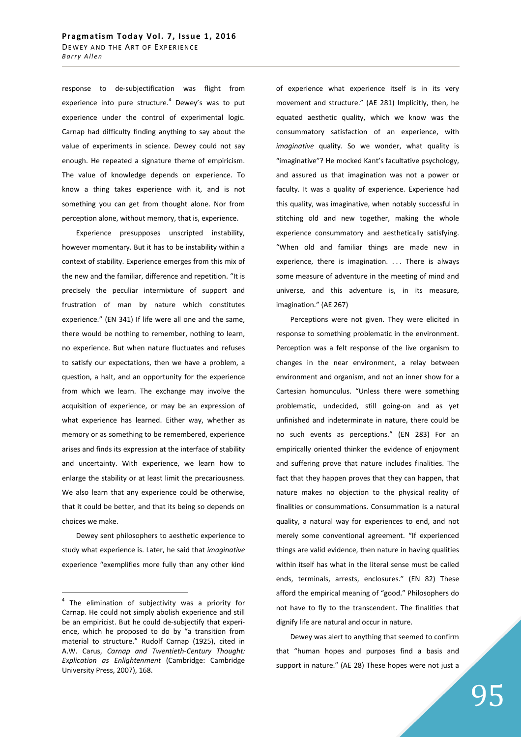response to de-subjectification was flight from experience into pure structure.[4] Dewey's was to put experience under the control of experimental logic. Carnap had difficulty finding anything to say about the value of experiments in science. Dewey could not say enough. He repeated a signature theme of empiricism. The value of knowledge depends on experience. To know a thing takes experience with it, and is not something you can get from thought alone. Nor from perception alone, without memory, that is, experience.

Experience presupposes unscripted instability, however momentary. But it has to be instability within a context of stability. Experience emerges from this mix of the new and the familiar, difference and repetition. "It is precisely the peculiar intermixture of support and frustration of man by nature which constitutes experience." (EN 341) If life were all one and the same, there would be nothing to remember, nothing to learn, no experience. But when nature fluctuates and refuses to satisfy our expectations, then we have a problem, a question, a halt, and an opportunity for the experience from which we learn. The exchange may involve the acquisition of experience, or may be an expression of what experience has learned. Either way, whether as memory or as something to be remembered, experience arises and finds its expression at the interface of stability and uncertainty. With experience, we learn how to enlarge the stability or at least limit the precariousness. We also learn that any experience could be otherwise, that it could be better, and that its being so depends on choices we make.

Dewey sent philosophers to aesthetic experience to study what experience is. Later, he said that *imaginative* experience "exemplifies more fully than any other kind of experience what experience itself is in its very movement and structure." (AE 281) Implicitly, then, he equated aesthetic quality, which we know was the consummatory satisfaction of an experience, with *imaginative* quality. So we wonder, what quality is "imaginative"? He mocked Kant's facultative psychology, and assured us that imagination was not a power or faculty. It was a quality of experience. Experience had this quality, was imaginative, when notably successful in stitching old and new together, making the whole experience consummatory and aesthetically satisfying. "When old and familiar things are made new in experience, there is imagination. . . . There is always some measure of adventure in the meeting of mind and universe, and this adventure is, in its measure, imagination." (AE 267)

Perceptions were not given. They were elicited in response to something problematic in the environment. Perception was a felt response of the live organism to changes in the near environment, a relay between environment and organism, and not an inner show for a Cartesian homunculus. "Unless there were something problematic, undecided, still going-on and as yet unfinished and indeterminate in nature, there could be no such events as perceptions." (EN 283) For an empirically oriented thinker the evidence of enjoyment and suffering prove that nature includes finalities. The fact that they happen proves that they can happen, that nature makes no objection to the physical reality of finalities or consummations. Consummation is a natural quality, a natural way for experiences to end, and not merely some conventional agreement. "If experienced things are valid evidence, then nature in having qualities within itself has what in the literal sense must be called ends, terminals, arrests, enclosures." (EN 82) These afford the empirical meaning of "good." Philosophers do not have to fly to the transcendent. The finalities that dignify life are natural and occur in nature.

Dewey was alert to anything that seemed to confirm that "human hopes and purposes find a basis and support in nature." (AE 28) These hopes were not just a

---

[4] The elimination of subjectivity was a priority for Carnap. He could not simply abolish experience and still be an empiricist. But he could de-subjectify that experience, which he proposed to do by "a transition from material to structure." Rudolf Carnap (1925), cited in A.W. Carus, *Carnap and Twentieth-Century Thought: Explication as Enlightenment* (Cambridge: Cambridge University Press, 2007), 168.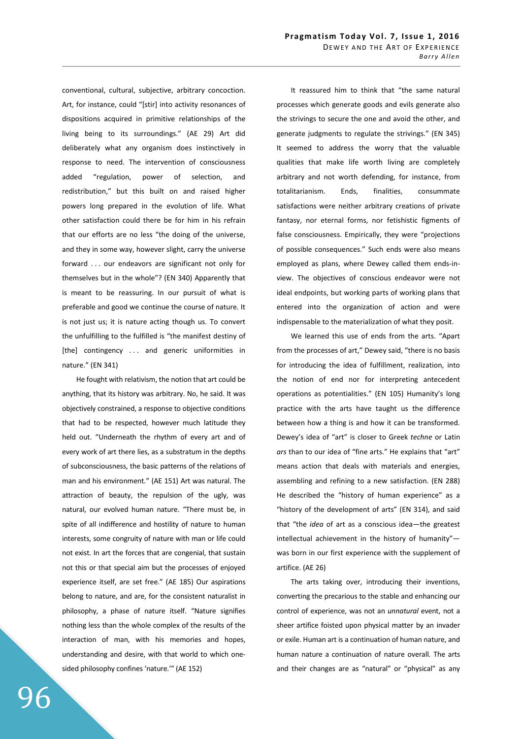conventional, cultural, subjective, arbitrary concoction. Art, for instance, could "[stir] into activity resonances of dispositions acquired in primitive relationships of the living being to its surroundings." (AE 29) Art did deliberately what any organism does instinctively in response to need. The intervention of consciousness added "regulation, power of selection, and redistribution," but this built on and raised higher powers long prepared in the evolution of life. What other satisfaction could there be for him in his refrain that our efforts are no less "the doing of the universe, and they in some way, however slight, carry the universe forward . . . our endeavors are significant not only for themselves but in the whole"? (EN 340) Apparently that is meant to be reassuring. In our pursuit of what is preferable and good we continue the course of nature. It is not just us; it is nature acting though us. To convert the unfulfilling to the fulfilled is "the manifest destiny of [the] contingency . . . and generic uniformities in nature." (EN 341)

He fought with relativism, the notion that art could be anything, that its history was arbitrary. No, he said. It was objectively constrained, a response to objective conditions that had to be respected, however much latitude they held out. "Underneath the rhythm of every art and of every work of art there lies, as a substratum in the depths of subconsciousness, the basic patterns of the relations of man and his environment." (AE 151) Art was natural. The attraction of beauty, the repulsion of the ugly, was natural, our evolved human nature. "There must be, in spite of all indifference and hostility of nature to human interests, some congruity of nature with man or life could not exist. In art the forces that are congenial, that sustain not this or that special aim but the processes of enjoyed experience itself, are set free." (AE 185) Our aspirations belong to nature, and are, for the consistent naturalist in philosophy, a phase of nature itself. "Nature signifies nothing less than the whole complex of the results of the interaction of man, with his memories and hopes, understanding and desire, with that world to which one-sided philosophy confines 'nature.'" (AE 152)

It reassured him to think that "the same natural processes which generate goods and evils generate also the strivings to secure the one and avoid the other, and generate judgments to regulate the strivings." (EN 345) It seemed to address the worry that the valuable qualities that make life worth living are completely arbitrary and not worth defending, for instance, from totalitarianism. Ends, finalities, consummate satisfactions were neither arbitrary creations of private fantasy, nor eternal forms, nor fetishistic figments of false consciousness. Empirically, they were "projections of possible consequences." Such ends were also means employed as plans, where Dewey called them ends-in-view. The objectives of conscious endeavor were not ideal endpoints, but working parts of working plans that entered into the organization of action and were indispensable to the materialization of what they posit.

We learned this use of ends from the arts. "Apart from the processes of art," Dewey said, "there is no basis for introducing the idea of fulfillment, realization, into the notion of end nor for interpreting antecedent operations as potentialities." (EN 105) Humanity's long practice with the arts have taught us the difference between how a thing is and how it can be transformed. Dewey's idea of "art" is closer to Greek *techne* or Latin *ars* than to our idea of "fine arts." He explains that "art" means action that deals with materials and energies, assembling and refining to a new satisfaction. (EN 288) He described the "history of human experience" as a "history of the development of arts" (EN 314), and said that "the *idea* of art as a conscious idea—the greatest intellectual achievement in the history of humanity"—was born in our first experience with the supplement of artifice. (AE 26)

The arts taking over, introducing their inventions, converting the precarious to the stable and enhancing our control of experience, was not an *unnatural* event, not a sheer artifice foisted upon physical matter by an invader or exile. Human art is a continuation of human nature, and human nature a continuation of nature overall. The arts and their changes are as "natural" or "physical" as any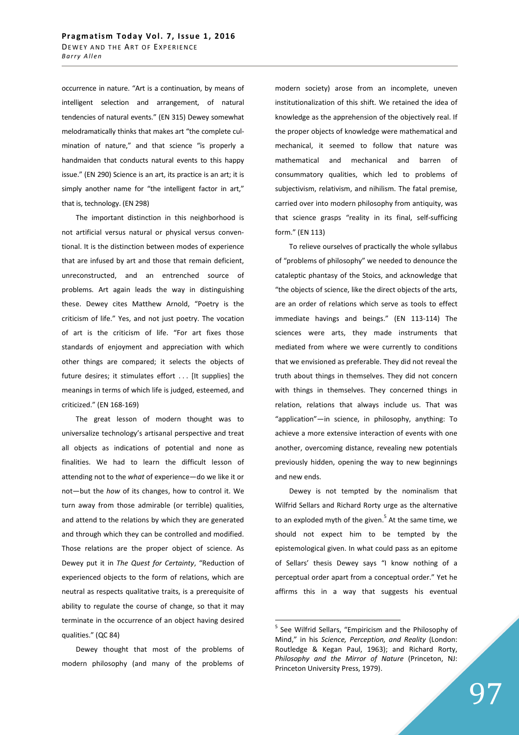occurrence in nature. "Art is a continuation, by means of intelligent selection and arrangement, of natural tendencies of natural events." (EN 315) Dewey somewhat melodramatically thinks that makes art "the complete culmination of nature," and that science "is properly a handmaiden that conducts natural events to this happy issue." (EN 290) Science is an art, its practice is an art; it is simply another name for "the intelligent factor in art," that is, technology. (EN 298)

The important distinction in this neighborhood is not artificial versus natural or physical versus conventional. It is the distinction between modes of experience that are infused by art and those that remain deficient, unreconstructed, and an entrenched source of problems. Art again leads the way in distinguishing these. Dewey cites Matthew Arnold, "Poetry is the criticism of life." Yes, and not just poetry. The vocation of art is the criticism of life. "For art fixes those standards of enjoyment and appreciation with which other things are compared; it selects the objects of future desires; it stimulates effort . . . [It supplies] the meanings in terms of which life is judged, esteemed, and criticized." (EN 168-169)

The great lesson of modern thought was to universalize technology's artisanal perspective and treat all objects as indications of potential and none as finalities. We had to learn the difficult lesson of attending not to the *what* of experience—do we like it or not—but the *how* of its changes, how to control it. We turn away from those admirable (or terrible) qualities, and attend to the relations by which they are generated and through which they can be controlled and modified. Those relations are the proper object of science. As Dewey put it in *The Quest for Certainty*, "Reduction of experienced objects to the form of relations, which are neutral as respects qualitative traits, is a prerequisite of ability to regulate the course of change, so that it may terminate in the occurrence of an object having desired qualities." (QC 84)

Dewey thought that most of the problems of modern philosophy (and many of the problems of modern society) arose from an incomplete, uneven institutionalization of this shift. We retained the idea of knowledge as the apprehension of the objectively real. If the proper objects of knowledge were mathematical and mechanical, it seemed to follow that nature was mathematical and mechanical and barren of consummatory qualities, which led to problems of subjectivism, relativism, and nihilism. The fatal premise, carried over into modern philosophy from antiquity, was that science grasps "reality in its final, self-sufficing form." (EN 113)

To relieve ourselves of practically the whole syllabus of "problems of philosophy" we needed to denounce the cataleptic phantasy of the Stoics, and acknowledge that "the objects of science, like the direct objects of the arts, are an order of relations which serve as tools to effect immediate havings and beings." (EN 113-114) The sciences were arts, they made instruments that mediated from where we were currently to conditions that we envisioned as preferable. They did not reveal the truth about things in themselves. They did not concern with things in themselves. They concerned things in relation, relations that always include us. That was "application"—in science, in philosophy, anything: To achieve a more extensive interaction of events with one another, overcoming distance, revealing new potentials previously hidden, opening the way to new beginnings and new ends.

Dewey is not tempted by the nominalism that Wilfrid Sellars and Richard Rorty urge as the alternative to an exploded myth of the given.[5] At the same time, we should not expect him to be tempted by the epistemological given. In what could pass as an epitome of Sellars' thesis Dewey says "I know nothing of a perceptual order apart from a conceptual order." Yet he affirms this in a way that suggests his eventual

---

[5] See Wilfrid Sellars, "Empiricism and the Philosophy of Mind," in his *Science, Perception, and Reality* (London: Routledge & Kegan Paul, 1963); and Richard Rorty, *Philosophy and the Mirror of Nature* (Princeton, NJ: Princeton University Press, 1979).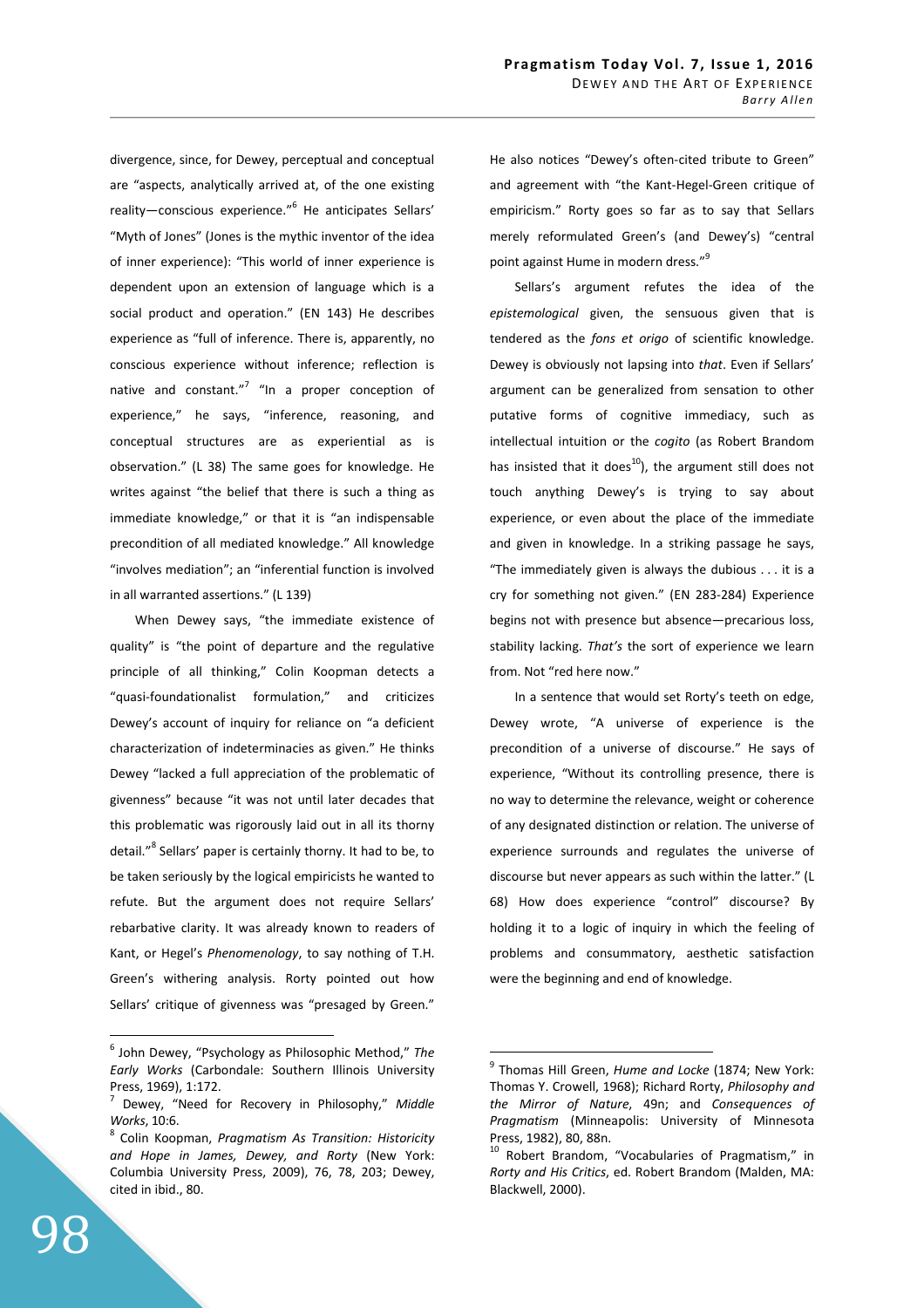divergence, since, for Dewey, perceptual and conceptual are "aspects, analytically arrived at, of the one existing reality—conscious experience."[6] He anticipates Sellars' "Myth of Jones" (Jones is the mythic inventor of the idea of inner experience): "This world of inner experience is dependent upon an extension of language which is a social product and operation." (EN 143) He describes experience as "full of inference. There is, apparently, no conscious experience without inference; reflection is native and constant."[7] "In a proper conception of experience," he says, "inference, reasoning, and conceptual structures are as experiential as is observation." (L 38) The same goes for knowledge. He writes against "the belief that there is such a thing as immediate knowledge," or that it is "an indispensable precondition of all mediated knowledge." All knowledge "involves mediation"; an "inferential function is involved in all warranted assertions." (L 139)

When Dewey says, "the immediate existence of quality" is "the point of departure and the regulative principle of all thinking," Colin Koopman detects a "quasi-foundationalist formulation," and criticizes Dewey's account of inquiry for reliance on "a deficient characterization of indeterminacies as given." He thinks Dewey "lacked a full appreciation of the problematic of givenness" because "it was not until later decades that this problematic was rigorously laid out in all its thorny detail."[8] Sellars' paper is certainly thorny. It had to be, to be taken seriously by the logical empiricists he wanted to refute. But the argument does not require Sellars' rebarbative clarity. It was already known to readers of Kant, or Hegel's *Phenomenology*, to say nothing of T.H. Green's withering analysis. Rorty pointed out how Sellars' critique of givenness was "presaged by Green." He also notices "Dewey's often-cited tribute to Green" and agreement with "the Kant-Hegel-Green critique of empiricism." Rorty goes so far as to say that Sellars merely reformulated Green's (and Dewey's) "central point against Hume in modern dress."[9]

Sellars's argument refutes the idea of the *epistemological* given, the sensuous given that is tendered as the *fons et origo* of scientific knowledge. Dewey is obviously not lapsing into *that*. Even if Sellars' argument can be generalized from sensation to other putative forms of cognitive immediacy, such as intellectual intuition or the *cogito* (as Robert Brandom has insisted that it does[10]), the argument still does not touch anything Dewey's is trying to say about experience, or even about the place of the immediate and given in knowledge. In a striking passage he says, "The immediately given is always the dubious . . . it is a cry for something not given." (EN 283-284) Experience begins not with presence but absence—precarious loss, stability lacking. *That's* the sort of experience we learn from. Not "red here now."

In a sentence that would set Rorty's teeth on edge, Dewey wrote, "A universe of experience is the precondition of a universe of discourse." He says of experience, "Without its controlling presence, there is no way to determine the relevance, weight or coherence of any designated distinction or relation. The universe of experience surrounds and regulates the universe of discourse but never appears as such within the latter." (L 68) How does experience "control" discourse? By holding it to a logic of inquiry in which the feeling of problems and consummatory, aesthetic satisfaction were the beginning and end of knowledge.

---

[6] John Dewey, "Psychology as Philosophic Method," *The Early Works* (Carbondale: Southern Illinois University Press, 1969), 1:172.

[7] Dewey, "Need for Recovery in Philosophy," *Middle Works*, 10:6.

[8] Colin Koopman, *Pragmatism As Transition: Historicity and Hope in James, Dewey, and Rorty* (New York: Columbia University Press, 2009), 76, 78, 203; Dewey, cited in ibid., 80.

[9] Thomas Hill Green, *Hume and Locke* (1874; New York: Thomas Y. Crowell, 1968); Richard Rorty, *Philosophy and the Mirror of Nature*, 49n; and *Consequences of Pragmatism* (Minneapolis: University of Minnesota Press, 1982), 80, 88n.

[10] Robert Brandom, "Vocabularies of Pragmatism," in *Rorty and His Critics*, ed. Robert Brandom (Malden, MA: Blackwell, 2000).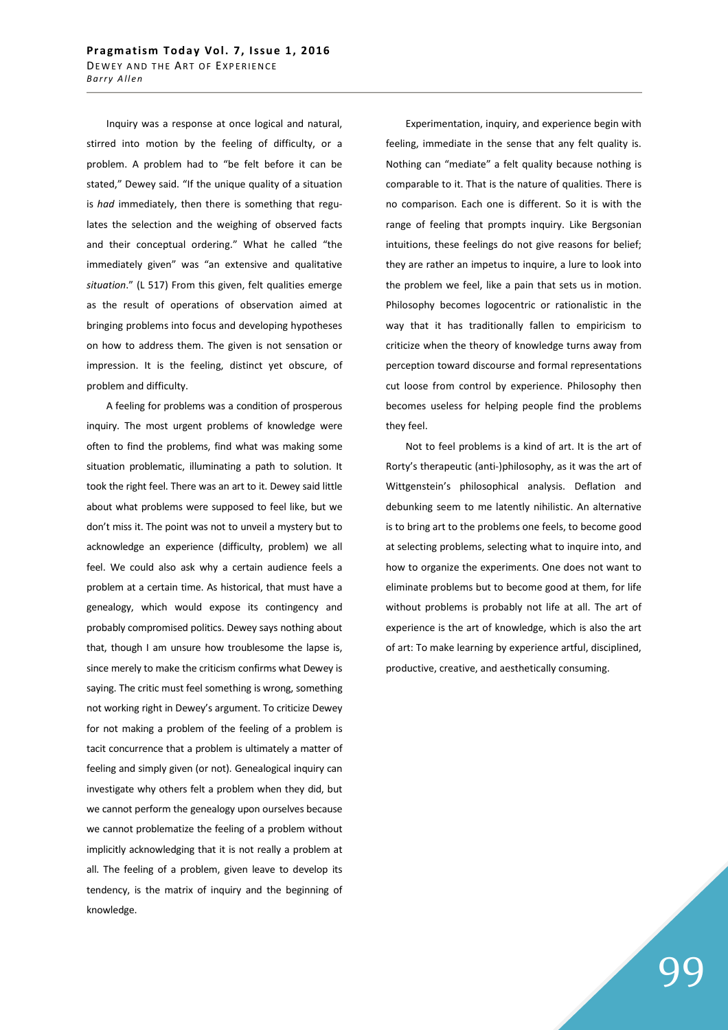Inquiry was a response at once logical and natural, stirred into motion by the feeling of difficulty, or a problem. A problem had to "be felt before it can be stated," Dewey said. "If the unique quality of a situation is *had* immediately, then there is something that regulates the selection and the weighing of observed facts and their conceptual ordering." What he called "the immediately given" was "an extensive and qualitative *situation*." (L 517) From this given, felt qualities emerge as the result of operations of observation aimed at bringing problems into focus and developing hypotheses on how to address them. The given is not sensation or impression. It is the feeling, distinct yet obscure, of problem and difficulty.

A feeling for problems was a condition of prosperous inquiry. The most urgent problems of knowledge were often to find the problems, find what was making some situation problematic, illuminating a path to solution. It took the right feel. There was an art to it. Dewey said little about what problems were supposed to feel like, but we don't miss it. The point was not to unveil a mystery but to acknowledge an experience (difficulty, problem) we all feel. We could also ask why a certain audience feels a problem at a certain time. As historical, that must have a genealogy, which would expose its contingency and probably compromised politics. Dewey says nothing about that, though I am unsure how troublesome the lapse is, since merely to make the criticism confirms what Dewey is saying. The critic must feel something is wrong, something not working right in Dewey's argument. To criticize Dewey for not making a problem of the feeling of a problem is tacit concurrence that a problem is ultimately a matter of feeling and simply given (or not). Genealogical inquiry can investigate why others felt a problem when they did, but we cannot perform the genealogy upon ourselves because we cannot problematize the feeling of a problem without implicitly acknowledging that it is not really a problem at all. The feeling of a problem, given leave to develop its tendency, is the matrix of inquiry and the beginning of knowledge.

Experimentation, inquiry, and experience begin with feeling, immediate in the sense that any felt quality is. Nothing can "mediate" a felt quality because nothing is comparable to it. That is the nature of qualities. There is no comparison. Each one is different. So it is with the range of feeling that prompts inquiry. Like Bergsonian intuitions, these feelings do not give reasons for belief; they are rather an impetus to inquire, a lure to look into the problem we feel, like a pain that sets us in motion. Philosophy becomes logocentric or rationalistic in the way that it has traditionally fallen to empiricism to criticize when the theory of knowledge turns away from perception toward discourse and formal representations cut loose from control by experience. Philosophy then becomes useless for helping people find the problems they feel.

Not to feel problems is a kind of art. It is the art of Rorty's therapeutic (anti-)philosophy, as it was the art of Wittgenstein's philosophical analysis. Deflation and debunking seem to me latently nihilistic. An alternative is to bring art to the problems one feels, to become good at selecting problems, selecting what to inquire into, and how to organize the experiments. One does not want to eliminate problems but to become good at them, for life without problems is probably not life at all. The art of experience is the art of knowledge, which is also the art of art: To make learning by experience artful, disciplined, productive, creative, and aesthetically consuming.